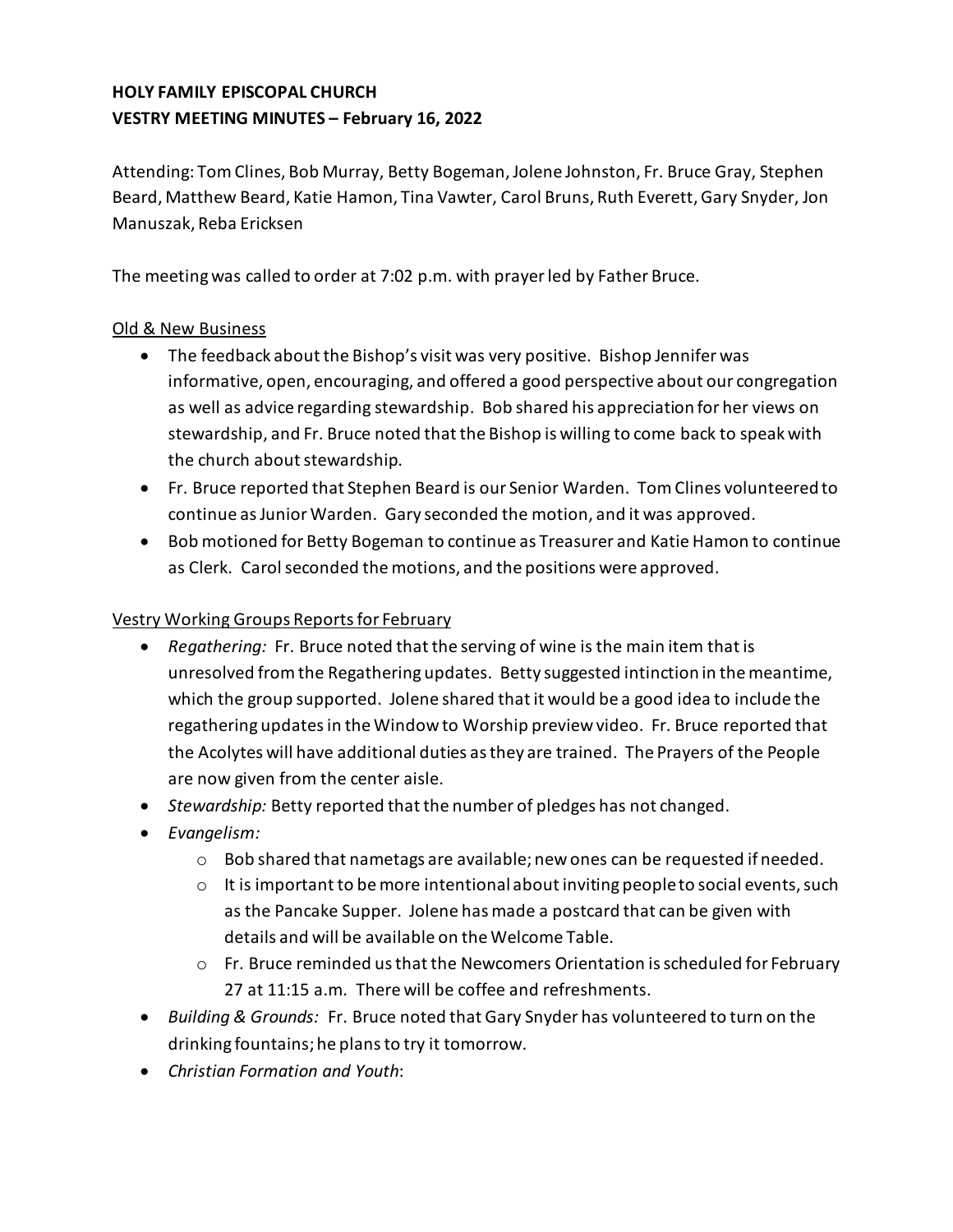**HOLY FAMILY EPISCOPAL CHURCH**
**VESTRY MEETING MINUTES – February 16, 2022**

Attending: Tom Clines, Bob Murray, Betty Bogeman, Jolene Johnston, Fr. Bruce Gray, Stephen Beard, Matthew Beard, Katie Hamon, Tina Vawter, Carol Bruns, Ruth Everett, Gary Snyder, Jon Manuszak, Reba Ericksen

The meeting was called to order at 7:02 p.m. with prayer led by Father Bruce.

<u>Old & New Business</u>

- The feedback about the Bishop's visit was very positive. Bishop Jennifer was informative, open, encouraging, and offered a good perspective about our congregation as well as advice regarding stewardship. Bob shared his appreciation for her views on stewardship, and Fr. Bruce noted that the Bishop is willing to come back to speak with the church about stewardship.
- Fr. Bruce reported that Stephen Beard is our Senior Warden. Tom Clines volunteered to continue as Junior Warden. Gary seconded the motion, and it was approved.
- Bob motioned for Betty Bogeman to continue as Treasurer and Katie Hamon to continue as Clerk. Carol seconded the motions, and the positions were approved.

<u>Vestry Working Groups Reports for February</u>

- *Regathering:* Fr. Bruce noted that the serving of wine is the main item that is unresolved from the Regathering updates. Betty suggested intinction in the meantime, which the group supported. Jolene shared that it would be a good idea to include the regathering updates in the Window to Worship preview video. Fr. Bruce reported that the Acolytes will have additional duties as they are trained. The Prayers of the People are now given from the center aisle.
- *Stewardship:* Betty reported that the number of pledges has not changed.
- *Evangelism:*
  - Bob shared that nametags are available; new ones can be requested if needed.
  - It is important to be more intentional about inviting people to social events, such as the Pancake Supper. Jolene has made a postcard that can be given with details and will be available on the Welcome Table.
  - Fr. Bruce reminded us that the Newcomers Orientation is scheduled for February 27 at 11:15 a.m. There will be coffee and refreshments.
- *Building & Grounds:* Fr. Bruce noted that Gary Snyder has volunteered to turn on the drinking fountains; he plans to try it tomorrow.
- *Christian Formation and Youth*: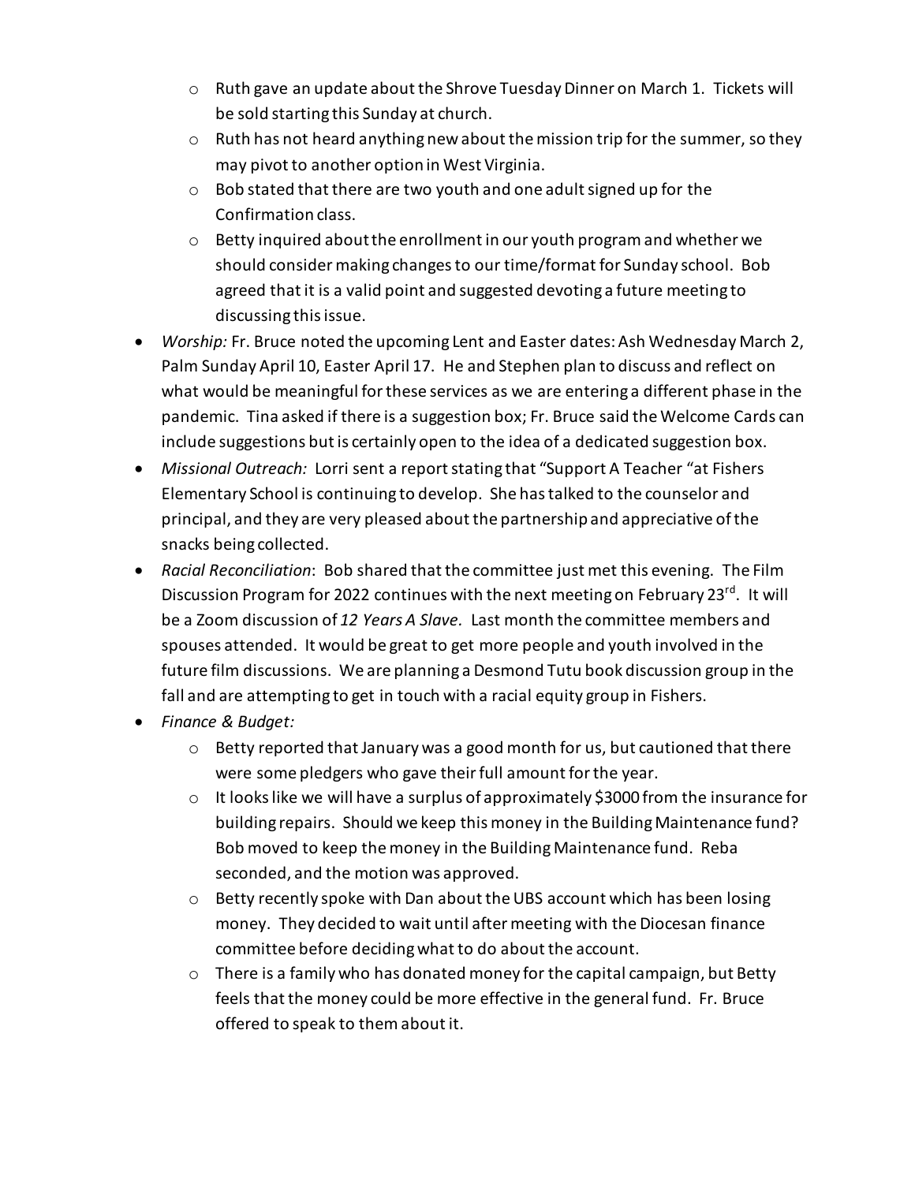- Ruth gave an update about the Shrove Tuesday Dinner on March 1. Tickets will be sold starting this Sunday at church.
  - Ruth has not heard anything new about the mission trip for the summer, so they may pivot to another option in West Virginia.
  - Bob stated that there are two youth and one adult signed up for the Confirmation class.
  - Betty inquired about the enrollment in our youth program and whether we should consider making changes to our time/format for Sunday school. Bob agreed that it is a valid point and suggested devoting a future meeting to discussing this issue.
- *Worship:* Fr. Bruce noted the upcoming Lent and Easter dates: Ash Wednesday March 2, Palm Sunday April 10, Easter April 17. He and Stephen plan to discuss and reflect on what would be meaningful for these services as we are entering a different phase in the pandemic. Tina asked if there is a suggestion box; Fr. Bruce said the Welcome Cards can include suggestions but is certainly open to the idea of a dedicated suggestion box.
- *Missional Outreach:* Lorri sent a report stating that "Support A Teacher "at Fishers Elementary School is continuing to develop. She has talked to the counselor and principal, and they are very pleased about the partnership and appreciative of the snacks being collected.
- *Racial Reconciliation*: Bob shared that the committee just met this evening. The Film Discussion Program for 2022 continues with the next meeting on February 23rd. It will be a Zoom discussion of *12 Years A Slave.* Last month the committee members and spouses attended. It would be great to get more people and youth involved in the future film discussions. We are planning a Desmond Tutu book discussion group in the fall and are attempting to get in touch with a racial equity group in Fishers.
- *Finance & Budget:*
  - Betty reported that January was a good month for us, but cautioned that there were some pledgers who gave their full amount for the year.
  - It looks like we will have a surplus of approximately $3000 from the insurance for building repairs. Should we keep this money in the Building Maintenance fund? Bob moved to keep the money in the Building Maintenance fund. Reba seconded, and the motion was approved.
  - Betty recently spoke with Dan about the UBS account which has been losing money. They decided to wait until after meeting with the Diocesan finance committee before deciding what to do about the account.
  - There is a family who has donated money for the capital campaign, but Betty feels that the money could be more effective in the general fund. Fr. Bruce offered to speak to them about it.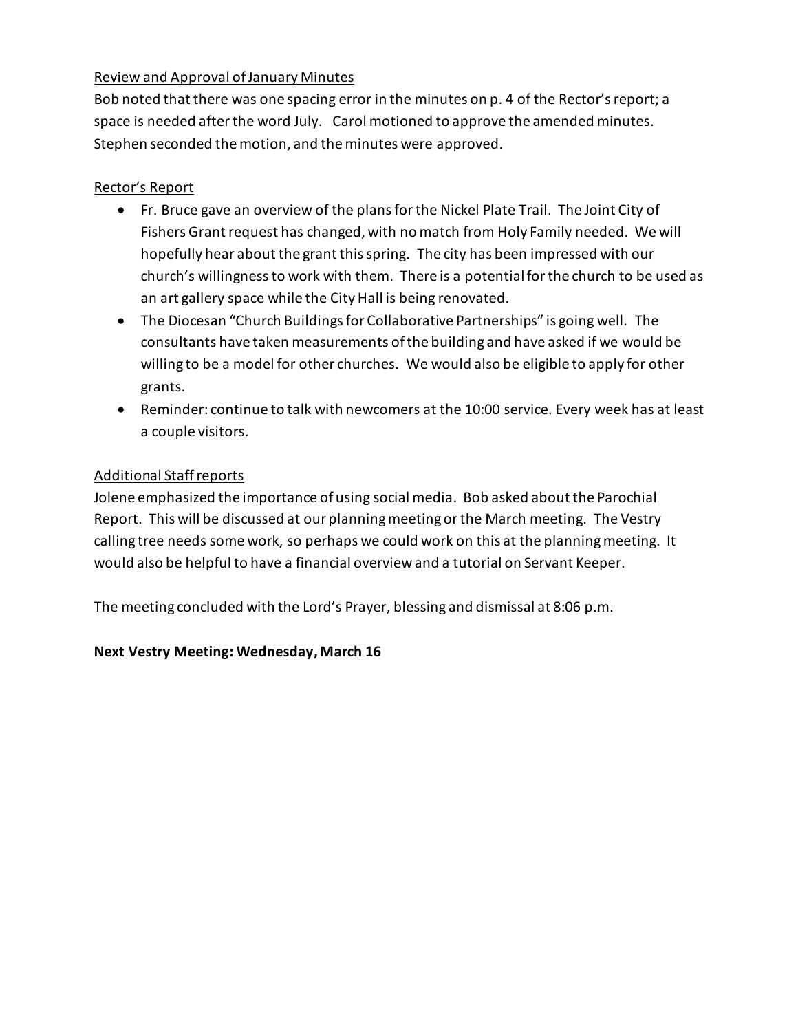<u>Review and Approval of January Minutes</u>

Bob noted that there was one spacing error in the minutes on p. 4 of the Rector's report; a space is needed after the word July. Carol motioned to approve the amended minutes. Stephen seconded the motion, and the minutes were approved.

<u>Rector's Report</u>

- Fr. Bruce gave an overview of the plans for the Nickel Plate Trail. The Joint City of Fishers Grant request has changed, with no match from Holy Family needed. We will hopefully hear about the grant this spring. The city has been impressed with our church's willingness to work with them. There is a potential for the church to be used as an art gallery space while the City Hall is being renovated.
- The Diocesan "Church Buildings for Collaborative Partnerships" is going well. The consultants have taken measurements of the building and have asked if we would be willing to be a model for other churches. We would also be eligible to apply for other grants.
- Reminder: continue to talk with newcomers at the 10:00 service. Every week has at least a couple visitors.

<u>Additional Staff reports</u>

Jolene emphasized the importance of using social media. Bob asked about the Parochial Report. This will be discussed at our planning meeting or the March meeting. The Vestry calling tree needs some work, so perhaps we could work on this at the planning meeting. It would also be helpful to have a financial overview and a tutorial on Servant Keeper.

The meeting concluded with the Lord's Prayer, blessing and dismissal at 8:06 p.m.

**Next Vestry Meeting: Wednesday, March 16**